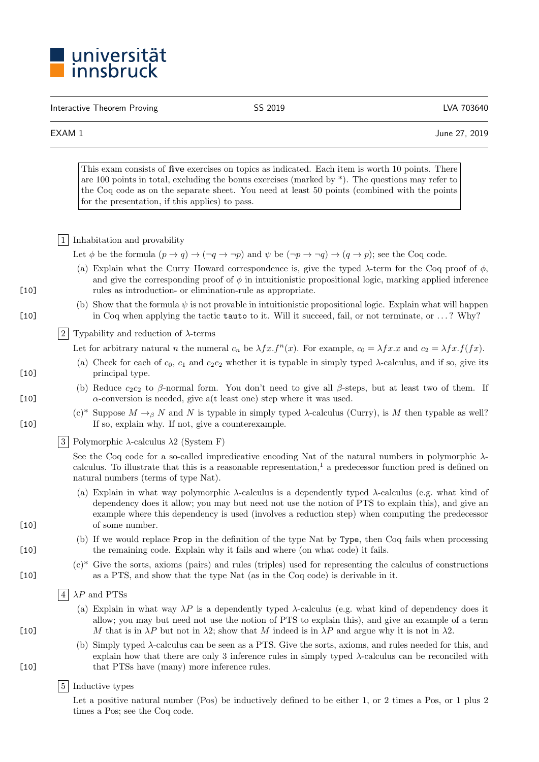universität innsbruck

| Interactive Theorem Proving | SS 2019 | LVA 703640 |
| --- | --- | --- |
| EXAM 1 | | June 27, 2019 |

> This exam consists of **five** exercises on topics as indicated. Each item is worth 10 points. There are 100 points in total, excluding the bonus exercises (marked by *). The questions may refer to the Coq code as on the separate sheet. You need at least 50 points (combined with the points for the presentation, if this applies) to pass.

## 1 Inhabitation and provability

Let $\phi$ be the formula $(p \to q) \to (\neg q \to \neg p)$ and $\psi$ be $(\neg p \to \neg q) \to (q \to p)$; see the Coq code.

(a) Explain what the Curry–Howard correspondence is, give the typed $\lambda$-term for the Coq proof of $\phi$, and give the corresponding proof of $\phi$ in intuitionistic propositional logic, marking applied inference rules as introduction- or elimination-rule as appropriate. [10]

(b) Show that the formula $\psi$ is not provable in intuitionistic propositional logic. Explain what will happen in Coq when applying the tactic `tauto` to it. Will it succeed, fail, or not terminate, or ...? Why? [10]

## 2 Typability and reduction of $\lambda$-terms

Let for arbitrary natural $n$ the numeral $c_n$ be $\lambda f x.f^n(x)$. For example, $c_0 = \lambda f x.x$ and $c_2 = \lambda f x.f(fx)$.

(a) Check for each of $c_0$, $c_1$ and $c_2 c_2$ whether it is typable in simply typed $\lambda$-calculus, and if so, give its principal type. [10]

(b) Reduce $c_2 c_2$ to $\beta$-normal form. You don't need to give all $\beta$-steps, but at least two of them. If $\alpha$-conversion is needed, give a(t least one) step where it was used. [10]

(c)* Suppose $M \to_\beta N$ and $N$ is typable in simply typed $\lambda$-calculus (Curry), is $M$ then typable as well? If so, explain why. If not, give a counterexample. [10]

## 3 Polymorphic $\lambda$-calculus $\lambda 2$ (System F)

See the Coq code for a so-called impredicative encoding Nat of the natural numbers in polymorphic $\lambda$-calculus. To illustrate that this is a reasonable representation,[1] a predecessor function pred is defined on natural numbers (terms of type Nat).

(a) Explain in what way polymorphic $\lambda$-calculus is a dependently typed $\lambda$-calculus (e.g. what kind of dependency does it allow; you may but need not use the notion of PTS to explain this), and give an example where this dependency is used (involves a reduction step) when computing the predecessor of some number. [10]

(b) If we would replace `Prop` in the definition of the type Nat by `Type`, then Coq fails when processing the remaining code. Explain why it fails and where (on what code) it fails. [10]

(c)* Give the sorts, axioms (pairs) and rules (triples) used for representing the calculus of constructions as a PTS, and show that the type Nat (as in the Coq code) is derivable in it. [10]

## 4 $\lambda P$ and PTSs

(a) Explain in what way $\lambda P$ is a dependently typed $\lambda$-calculus (e.g. what kind of dependency does it allow; you may but need not use the notion of PTS to explain this), and give an example of a term $M$ that is in $\lambda P$ but not in $\lambda 2$; show that $M$ indeed is in $\lambda P$ and argue why it is not in $\lambda 2$. [10]

(b) Simply typed $\lambda$-calculus can be seen as a PTS. Give the sorts, axioms, and rules needed for this, and explain how that there are only 3 inference rules in simply typed $\lambda$-calculus can be reconciled with that PTSs have (many) more inference rules. [10]

## 5 Inductive types

Let a positive natural number (Pos) be inductively defined to be either 1, or 2 times a Pos, or 1 plus 2 times a Pos; see the Coq code.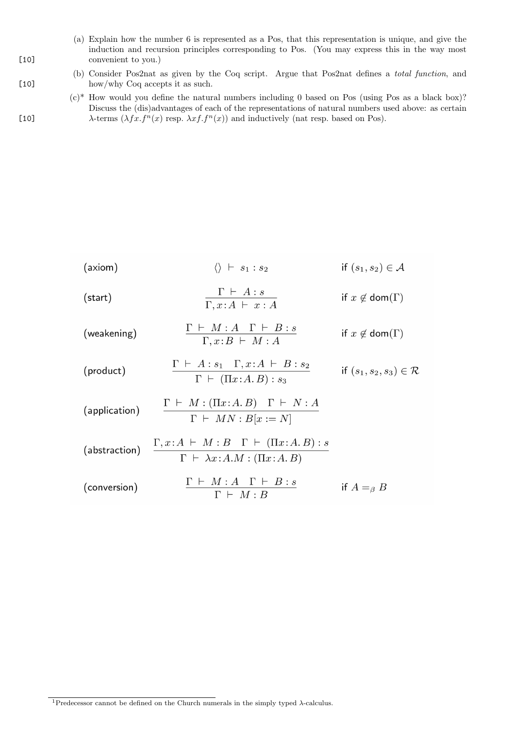[10] (a) Explain how the number 6 is represented as a Pos, that this representation is unique, and give the induction and recursion principles corresponding to Pos. (You may express this in the way most convenient to you.)

[10] (b) Consider Pos2nat as given by the Coq script. Argue that Pos2nat defines a *total function*, and how/why Coq accepts it as such.

[10] (c)* How would you define the natural numbers including 0 based on Pos (using Pos as a black box)? Discuss the (dis)advantages of each of the representations of natural numbers used above: as certain $\lambda$-terms ($\lambda f x. f^n(x)$ resp. $\lambda x f. f^n(x)$) and inductively (nat resp. based on Pos).

| | | |
|---|---|---|
| (axiom) | $\langle\rangle \vdash s_1 : s_2$ | if $(s_1, s_2) \in \mathcal{A}$ |
| (start) | $\dfrac{\Gamma \vdash A : s}{\Gamma, x{:}A \vdash x : A}$ | if $x \notin \mathsf{dom}(\Gamma)$ |
| (weakening) | $\dfrac{\Gamma \vdash M : A \quad \Gamma \vdash B : s}{\Gamma, x{:}B \vdash M : A}$ | if $x \notin \mathsf{dom}(\Gamma)$ |
| (product) | $\dfrac{\Gamma \vdash A : s_1 \quad \Gamma, x{:}A \vdash B : s_2}{\Gamma \vdash (\Pi x{:}A.\, B) : s_3}$ | if $(s_1, s_2, s_3) \in \mathcal{R}$ |
| (application) | $\dfrac{\Gamma \vdash M : (\Pi x{:}A.\, B) \quad \Gamma \vdash N : A}{\Gamma \vdash MN : B[x := N]}$ | |
| (abstraction) | $\dfrac{\Gamma, x{:}A \vdash M : B \quad \Gamma \vdash (\Pi x{:}A.\, B) : s}{\Gamma \vdash \lambda x{:}A.M : (\Pi x{:}A.\, B)}$ | |
| (conversion) | $\dfrac{\Gamma \vdash M : A \quad \Gamma \vdash B : s}{\Gamma \vdash M : B}$ | if $A =_\beta B$ |

[1] Predecessor cannot be defined on the Church numerals in the simply typed $\lambda$-calculus.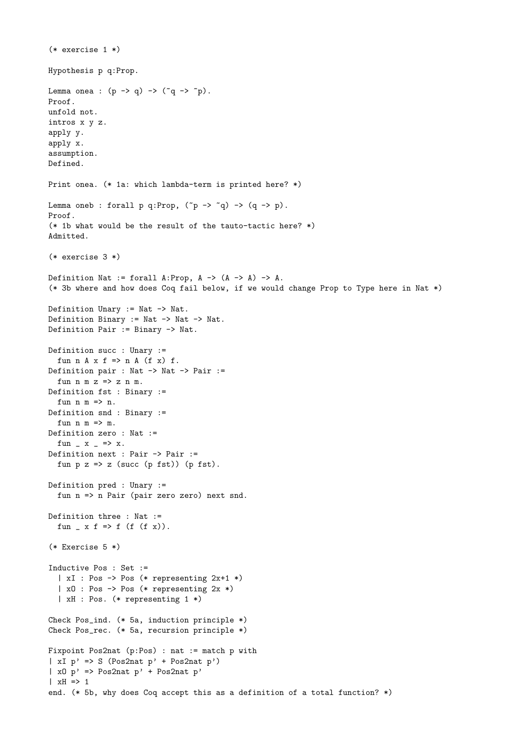```
(* exercise 1 *)

Hypothesis p q:Prop.

Lemma onea : (p -> q) -> (~q -> ~p).
Proof.
unfold not.
intros x y z.
apply y.
apply x.
assumption.
Defined.

Print onea. (* 1a: which lambda-term is printed here? *)

Lemma oneb : forall p q:Prop, (~p -> ~q) -> (q -> p).
Proof.
(* 1b what would be the result of the tauto-tactic here? *)
Admitted.

(* exercise 3 *)

Definition Nat := forall A:Prop, A -> (A -> A) -> A.
(* 3b where and how does Coq fail below, if we would change Prop to Type here in Nat *)

Definition Unary := Nat -> Nat.
Definition Binary := Nat -> Nat -> Nat.
Definition Pair := Binary -> Nat.

Definition succ : Unary :=
  fun n A x f => n A (f x) f.
Definition pair : Nat -> Nat -> Pair :=
  fun n m z => z n m.
Definition fst : Binary :=
  fun n m => n.
Definition snd : Binary :=
  fun n m => m.
Definition zero : Nat :=
  fun _ x _ => x.
Definition next : Pair -> Pair :=
  fun p z => z (succ (p fst)) (p fst).

Definition pred : Unary :=
  fun n => n Pair (pair zero zero) next snd.

Definition three : Nat :=
  fun _ x f => f (f (f x)).

(* Exercise 5 *)

Inductive Pos : Set :=
  | xI : Pos -> Pos (* representing 2x+1 *)
  | xO : Pos -> Pos (* representing 2x *)
  | xH : Pos. (* representing 1 *)

Check Pos_ind. (* 5a, induction principle *)
Check Pos_rec. (* 5a, recursion principle *)

Fixpoint Pos2nat (p:Pos) : nat := match p with
| xI p' => S (Pos2nat p' + Pos2nat p')
| xO p' => Pos2nat p' + Pos2nat p'
| xH => 1
end. (* 5b, why does Coq accept this as a definition of a total function? *)
```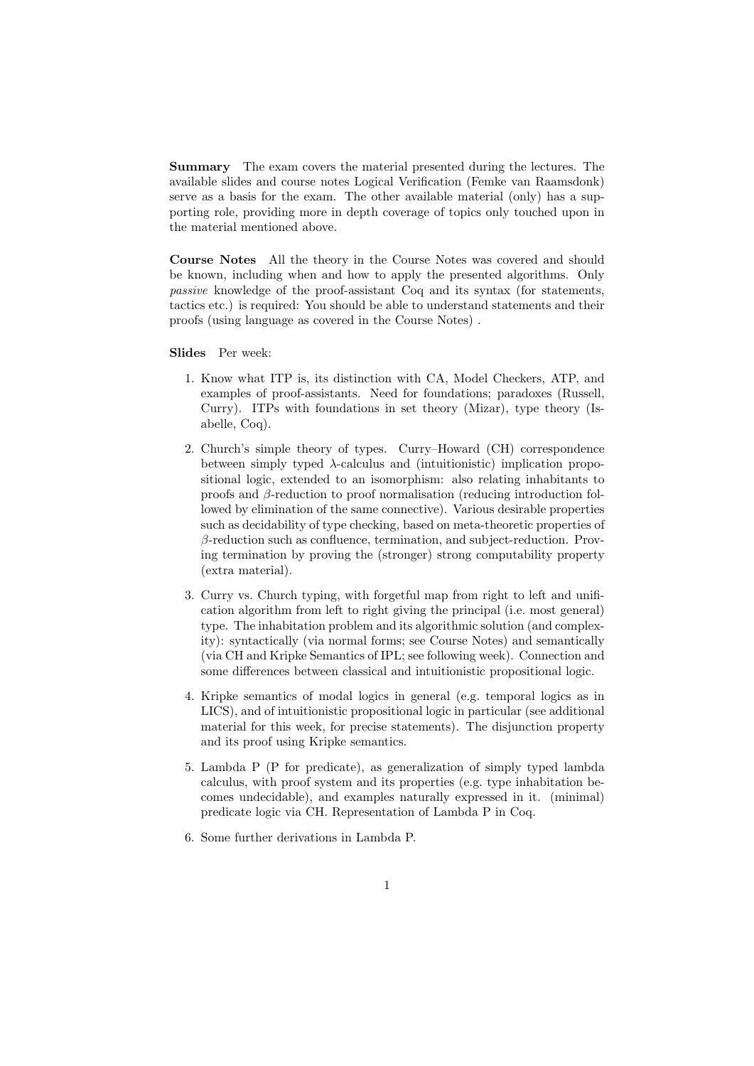**Summary** The exam covers the material presented during the lectures. The available slides and course notes Logical Verification (Femke van Raamsdonk) serve as a basis for the exam. The other available material (only) has a supporting role, providing more in depth coverage of topics only touched upon in the material mentioned above.

**Course Notes** All the theory in the Course Notes was covered and should be known, including when and how to apply the presented algorithms. Only *passive* knowledge of the proof-assistant Coq and its syntax (for statements, tactics etc.) is required: You should be able to understand statements and their proofs (using language as covered in the Course Notes) .

**Slides** Per week:

1. Know what ITP is, its distinction with CA, Model Checkers, ATP, and examples of proof-assistants. Need for foundations; paradoxes (Russell, Curry). ITPs with foundations in set theory (Mizar), type theory (Isabelle, Coq).

2. Church's simple theory of types. Curry–Howard (CH) correspondence between simply typed $\lambda$-calculus and (intuitionistic) implication propositional logic, extended to an isomorphism: also relating inhabitants to proofs and $\beta$-reduction to proof normalisation (reducing introduction followed by elimination of the same connective). Various desirable properties such as decidability of type checking, based on meta-theoretic properties of $\beta$-reduction such as confluence, termination, and subject-reduction. Proving termination by proving the (stronger) strong computability property (extra material).

3. Curry vs. Church typing, with forgetful map from right to left and unification algorithm from left to right giving the principal (i.e. most general) type. The inhabitation problem and its algorithmic solution (and complexity): syntactically (via normal forms; see Course Notes) and semantically (via CH and Kripke Semantics of IPL; see following week). Connection and some differences between classical and intuitionistic propositional logic.

4. Kripke semantics of modal logics in general (e.g. temporal logics as in LICS), and of intuitionistic propositional logic in particular (see additional material for this week, for precise statements). The disjunction property and its proof using Kripke semantics.

5. Lambda P (P for predicate), as generalization of simply typed lambda calculus, with proof system and its properties (e.g. type inhabitation becomes undecidable), and examples naturally expressed in it. (minimal) predicate logic via CH. Representation of Lambda P in Coq.

6. Some further derivations in Lambda P.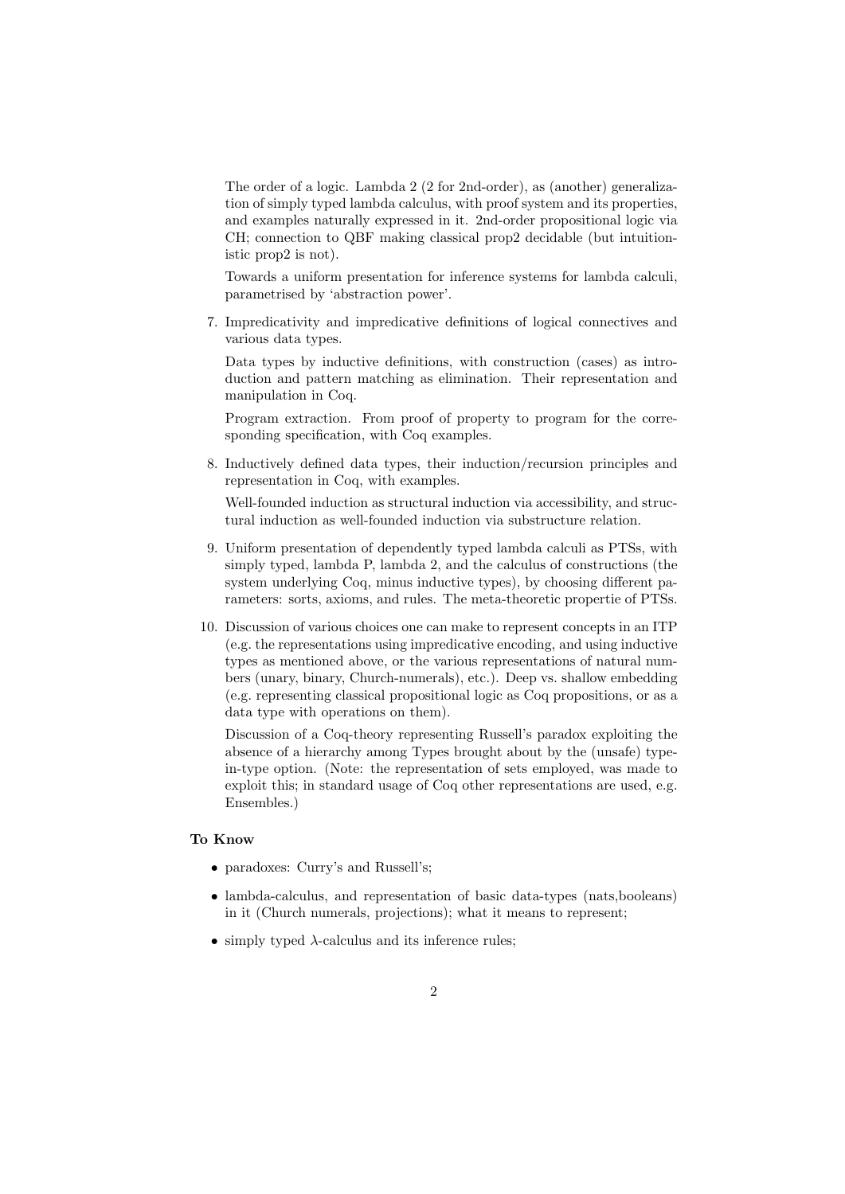The order of a logic. Lambda 2 (2 for 2nd-order), as (another) generalization of simply typed lambda calculus, with proof system and its properties, and examples naturally expressed in it. 2nd-order propositional logic via CH; connection to QBF making classical prop2 decidable (but intuitionistic prop2 is not).

Towards a uniform presentation for inference systems for lambda calculi, parametrised by 'abstraction power'.

7. Impredicativity and impredicative definitions of logical connectives and various data types.

   Data types by inductive definitions, with construction (cases) as introduction and pattern matching as elimination. Their representation and manipulation in Coq.

   Program extraction. From proof of property to program for the corresponding specification, with Coq examples.

8. Inductively defined data types, their induction/recursion principles and representation in Coq, with examples.

   Well-founded induction as structural induction via accessibility, and structural induction as well-founded induction via substructure relation.

9. Uniform presentation of dependently typed lambda calculi as PTSs, with simply typed, lambda P, lambda 2, and the calculus of constructions (the system underlying Coq, minus inductive types), by choosing different parameters: sorts, axioms, and rules. The meta-theoretic propertie of PTSs.

10. Discussion of various choices one can make to represent concepts in an ITP (e.g. the representations using impredicative encoding, and using inductive types as mentioned above, or the various representations of natural numbers (unary, binary, Church-numerals), etc.). Deep vs. shallow embedding (e.g. representing classical propositional logic as Coq propositions, or as a data type with operations on them).

    Discussion of a Coq-theory representing Russell's paradox exploiting the absence of a hierarchy among Types brought about by the (unsafe) type-in-type option. (Note: the representation of sets employed, was made to exploit this; in standard usage of Coq other representations are used, e.g. Ensembles.)

**To Know**

- paradoxes: Curry's and Russell's;
- lambda-calculus, and representation of basic data-types (nats,booleans) in it (Church numerals, projections); what it means to represent;
- simply typed $\lambda$-calculus and its inference rules;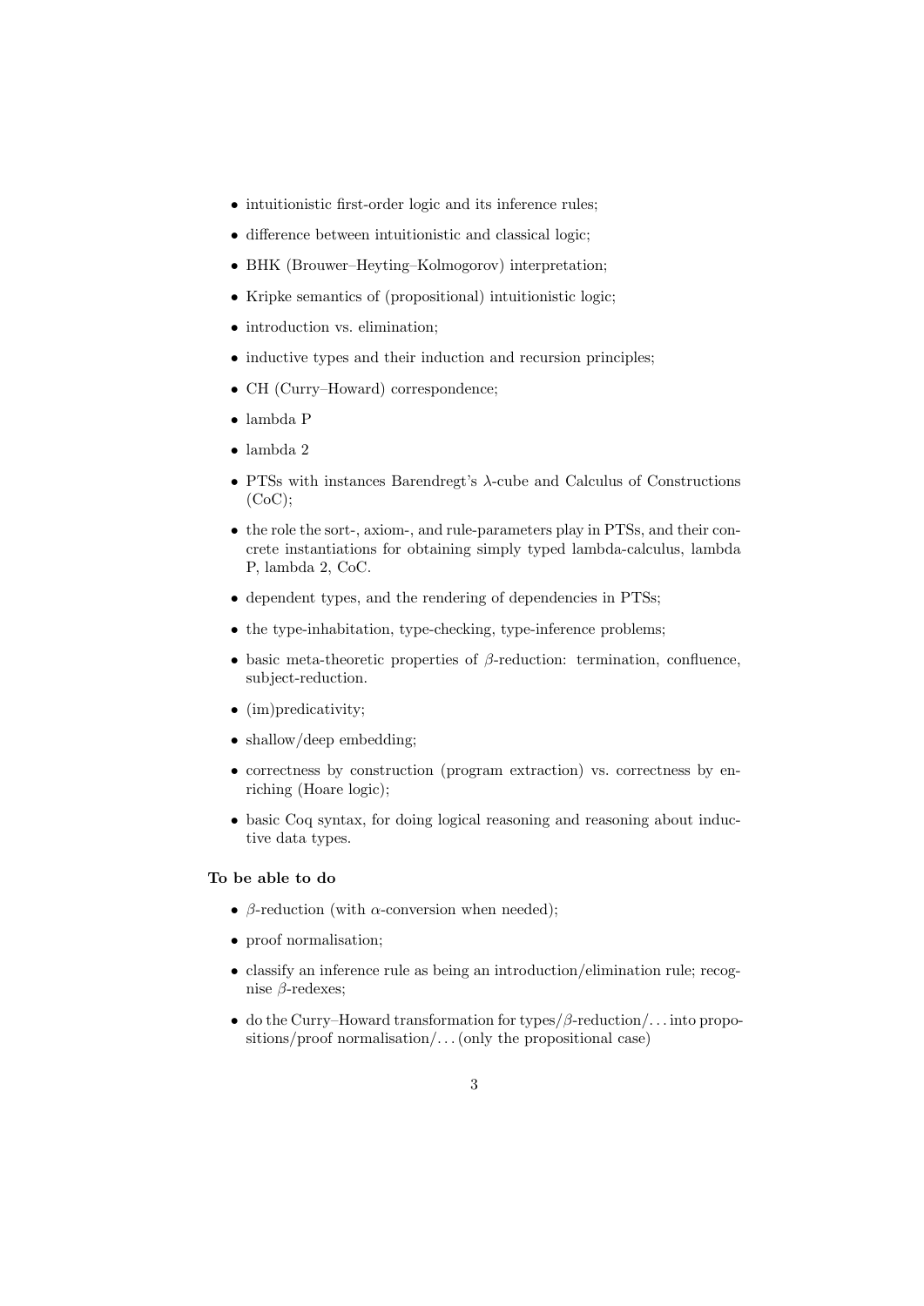- intuitionistic first-order logic and its inference rules;
- difference between intuitionistic and classical logic;
- BHK (Brouwer–Heyting–Kolmogorov) interpretation;
- Kripke semantics of (propositional) intuitionistic logic;
- introduction vs. elimination;
- inductive types and their induction and recursion principles;
- CH (Curry–Howard) correspondence;
- lambda P
- lambda 2
- PTSs with instances Barendregt's $\lambda$-cube and Calculus of Constructions (CoC);
- the role the sort-, axiom-, and rule-parameters play in PTSs, and their concrete instantiations for obtaining simply typed lambda-calculus, lambda P, lambda 2, CoC.
- dependent types, and the rendering of dependencies in PTSs;
- the type-inhabitation, type-checking, type-inference problems;
- basic meta-theoretic properties of $\beta$-reduction: termination, confluence, subject-reduction.
- (im)predicativity;
- shallow/deep embedding;
- correctness by construction (program extraction) vs. correctness by enriching (Hoare logic);
- basic Coq syntax, for doing logical reasoning and reasoning about inductive data types.

**To be able to do**

- $\beta$-reduction (with $\alpha$-conversion when needed);
- proof normalisation;
- classify an inference rule as being an introduction/elimination rule; recognise $\beta$-redexes;
- do the Curry–Howard transformation for types/$\beta$-reduction/... into propositions/proof normalisation/... (only the propositional case)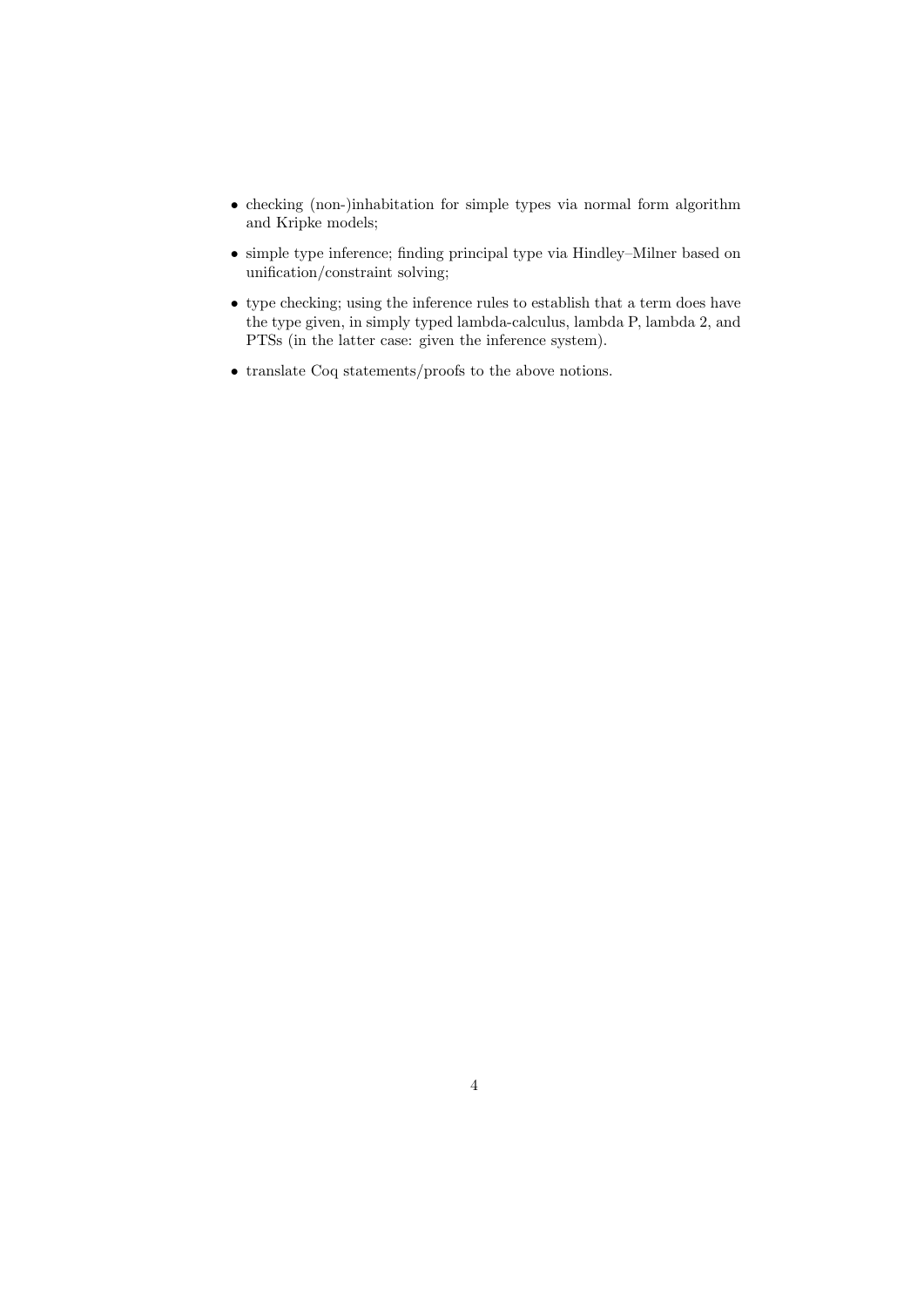- checking (non-)inhabitation for simple types via normal form algorithm and Kripke models;
- simple type inference; finding principal type via Hindley–Milner based on unification/constraint solving;
- type checking; using the inference rules to establish that a term does have the type given, in simply typed lambda-calculus, lambda P, lambda 2, and PTSs (in the latter case: given the inference system).
- translate Coq statements/proofs to the above notions.